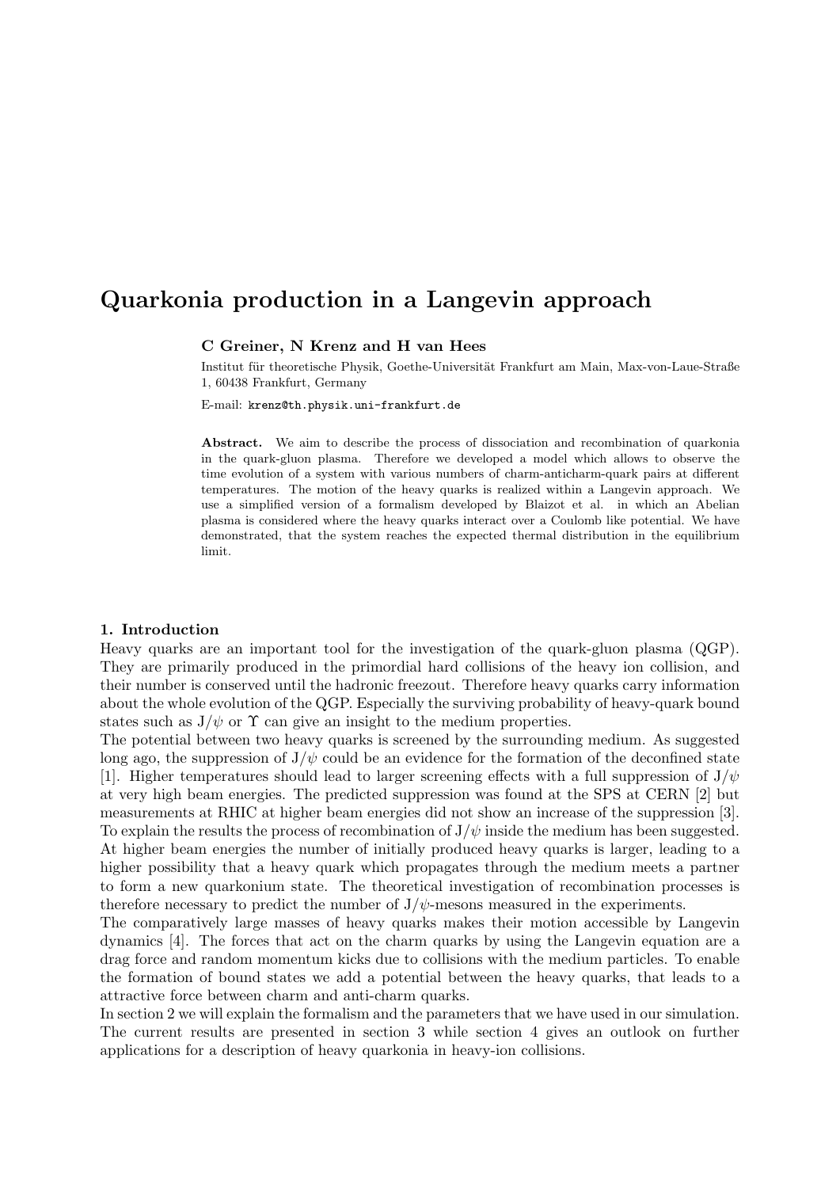# Quarkonia production in a Langevin approach

**C Greiner, N Krenz and H van Hees**

Institut für theoretische Physik, Goethe-Universität Frankfurt am Main, Max-von-Laue-Straße 1, 60438 Frankfurt, Germany

E-mail: krenz@th.physik.uni-frankfurt.de

**Abstract.** We aim to describe the process of dissociation and recombination of quarkonia in the quark-gluon plasma. Therefore we developed a model which allows to observe the time evolution of a system with various numbers of charm-anticharm-quark pairs at different temperatures. The motion of the heavy quarks is realized within a Langevin approach. We use a simplified version of a formalism developed by Blaizot et al. in which an Abelian plasma is considered where the heavy quarks interact over a Coulomb like potential. We have demonstrated, that the system reaches the expected thermal distribution in the equilibrium limit.

## 1. Introduction

Heavy quarks are an important tool for the investigation of the quark-gluon plasma (QGP). They are primarily produced in the primordial hard collisions of the heavy ion collision, and their number is conserved until the hadronic freezout. Therefore heavy quarks carry information about the whole evolution of the QGP. Especially the surviving probability of heavy-quark bound states such as $J/\psi$ or $\Upsilon$ can give an insight to the medium properties.

The potential between two heavy quarks is screened by the surrounding medium. As suggested long ago, the suppression of $J/\psi$ could be an evidence for the formation of the deconfined state [1]. Higher temperatures should lead to larger screening effects with a full suppression of $J/\psi$ at very high beam energies. The predicted suppression was found at the SPS at CERN [2] but measurements at RHIC at higher beam energies did not show an increase of the suppression [3]. To explain the results the process of recombination of $J/\psi$ inside the medium has been suggested. At higher beam energies the number of initially produced heavy quarks is larger, leading to a higher possibility that a heavy quark which propagates through the medium meets a partner to form a new quarkonium state. The theoretical investigation of recombination processes is therefore necessary to predict the number of $J/\psi$-mesons measured in the experiments.

The comparatively large masses of heavy quarks makes their motion accessible by Langevin dynamics [4]. The forces that act on the charm quarks by using the Langevin equation are a drag force and random momentum kicks due to collisions with the medium particles. To enable the formation of bound states we add a potential between the heavy quarks, that leads to a attractive force between charm and anti-charm quarks.

In section 2 we will explain the formalism and the parameters that we have used in our simulation. The current results are presented in section 3 while section 4 gives an outlook on further applications for a description of heavy quarkonia in heavy-ion collisions.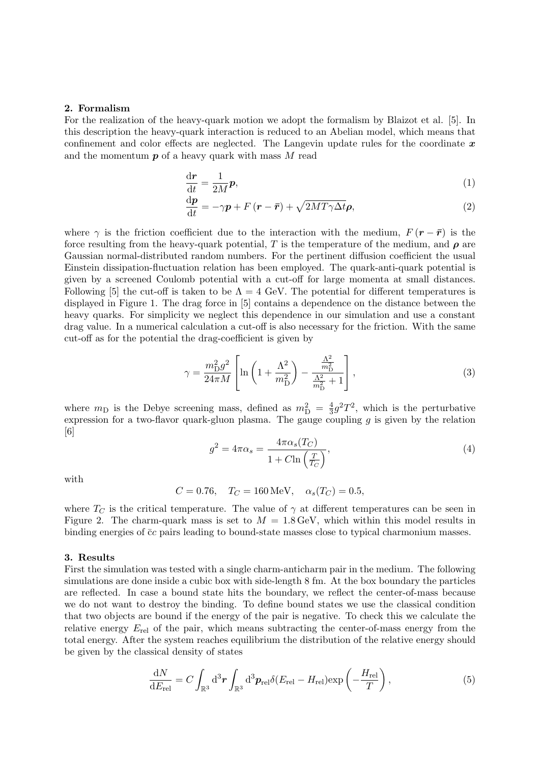## 2. Formalism

For the realization of the heavy-quark motion we adopt the formalism by Blaizot et al. [5]. In this description the heavy-quark interaction is reduced to an Abelian model, which means that confinement and color effects are neglected. The Langevin update rules for the coordinate $\boldsymbol{x}$ and the momentum $\boldsymbol{p}$ of a heavy quark with mass $M$ read

$$\frac{\mathrm{d}\boldsymbol{r}}{\mathrm{d}t} = \frac{1}{2M}\boldsymbol{p}, \tag{1}$$

$$\frac{\mathrm{d}\boldsymbol{p}}{\mathrm{d}t} = -\gamma\boldsymbol{p} + F\left(\boldsymbol{r} - \bar{\boldsymbol{r}}\right) + \sqrt{2MT\gamma\Delta t}\boldsymbol{\rho}, \tag{2}$$

where $\gamma$ is the friction coefficient due to the interaction with the medium, $F\left(\boldsymbol{r} - \bar{\boldsymbol{r}}\right)$ is the force resulting from the heavy-quark potential, $T$ is the temperature of the medium, and $\boldsymbol{\rho}$ are Gaussian normal-distributed random numbers. For the pertinent diffusion coefficient the usual Einstein dissipation-fluctuation relation has been employed. The quark-anti-quark potential is given by a screened Coulomb potential with a cut-off for large momenta at small distances. Following [5] the cut-off is taken to be $\Lambda = 4$ GeV. The potential for different temperatures is displayed in Figure 1. The drag force in [5] contains a dependence on the distance between the heavy quarks. For simplicity we neglect this dependence in our simulation and use a constant drag value. In a numerical calculation a cut-off is also necessary for the friction. With the same cut-off as for the potential the drag-coefficient is given by

$$\gamma = \frac{m_{\mathrm{D}}^2 g^2}{24\pi M}\left[\ln\left(1 + \frac{\Lambda^2}{m_{\mathrm{D}}^2}\right) - \frac{\frac{\Lambda^2}{m_{\mathrm{D}}^2}}{\frac{\Lambda^2}{m_{\mathrm{D}}^2} + 1}\right], \tag{3}$$

where $m_{\mathrm{D}}$ is the Debye screening mass, defined as $m_{\mathrm{D}}^2 = \frac{4}{3}g^2T^2$, which is the perturbative expression for a two-flavor quark-gluon plasma. The gauge coupling $g$ is given by the relation [6]

$$g^2 = 4\pi\alpha_s = \frac{4\pi\alpha_s(T_C)}{1 + C\ln\left(\frac{T}{T_C}\right)}, \tag{4}$$

with

$$C = 0.76, \quad T_C = 160\,\mathrm{MeV}, \quad \alpha_s(T_C) = 0.5,$$

where $T_C$ is the critical temperature. The value of $\gamma$ at different temperatures can be seen in Figure 2. The charm-quark mass is set to $M = 1.8\,\mathrm{GeV}$, which within this model results in binding energies of $\bar{c}c$ pairs leading to bound-state masses close to typical charmonium masses.

## 3. Results

First the simulation was tested with a single charm-anticharm pair in the medium. The following simulations are done inside a cubic box with side-length 8 fm. At the box boundary the particles are reflected. In case a bound state hits the boundary, we reflect the center-of-mass because we do not want to destroy the binding. To define bound states we use the classical condition that two objects are bound if the energy of the pair is negative. To check this we calculate the relative energy $E_{\mathrm{rel}}$ of the pair, which means subtracting the center-of-mass energy from the total energy. After the system reaches equilibrium the distribution of the relative energy should be given by the classical density of states

$$\frac{\mathrm{d}N}{\mathrm{d}E_{\mathrm{rel}}} = C\int_{\mathbb{R}^3}\mathrm{d}^3\boldsymbol{r}\int_{\mathbb{R}^3}\mathrm{d}^3\boldsymbol{p}_{\mathrm{rel}}\delta(E_{\mathrm{rel}} - H_{\mathrm{rel}})\exp\left(-\frac{H_{\mathrm{rel}}}{T}\right), \tag{5}$$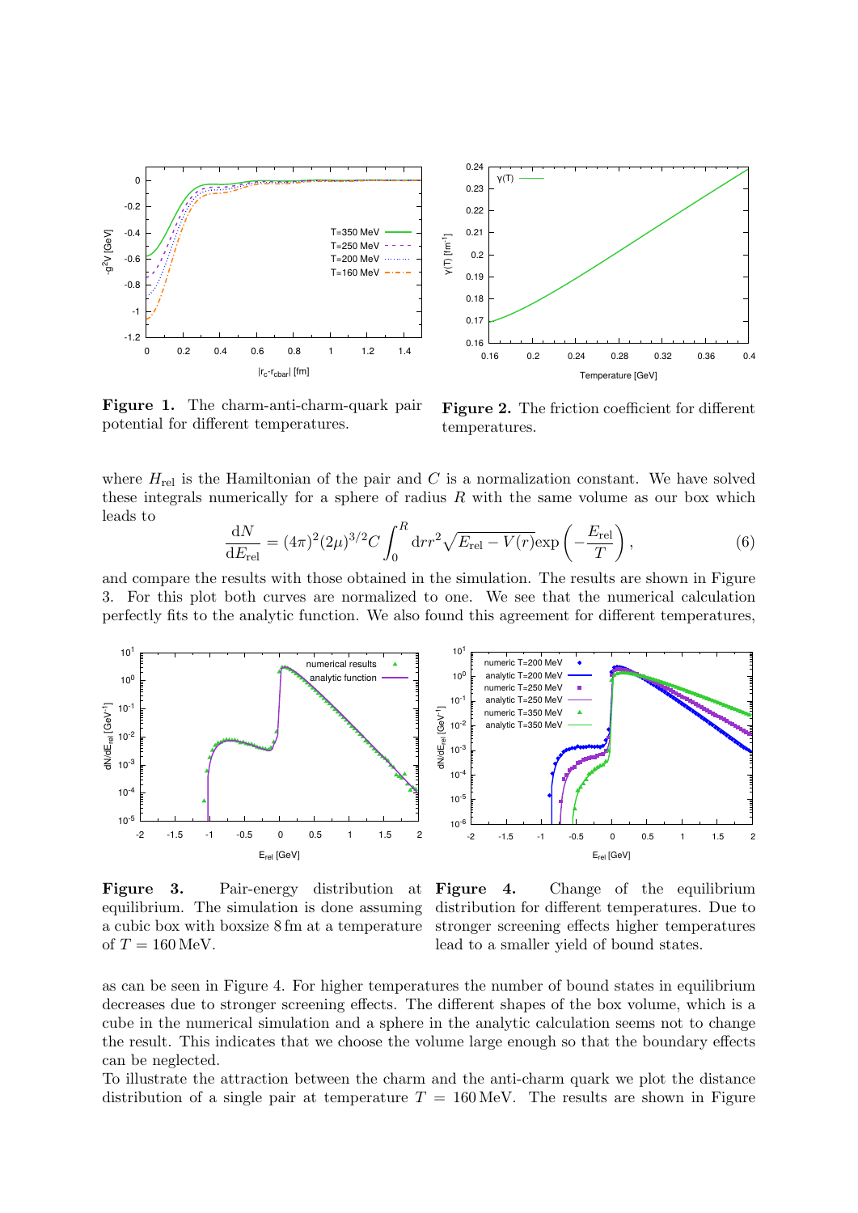Figure 1. The charm-anti-charm-quark pair potential for different temperatures.

Figure 2. The friction coefficient for different temperatures.

where $H_{\mathrm{rel}}$ is the Hamiltonian of the pair and $C$ is a normalization constant. We have solved these integrals numerically for a sphere of radius $R$ with the same volume as our box which leads to

$$\frac{\mathrm{d}N}{\mathrm{d}E_{\mathrm{rel}}} = (4\pi)^2 (2\mu)^{3/2} C \int_0^R \mathrm{d}r r^2 \sqrt{E_{\mathrm{rel}} - V(r)} \exp\left(-\frac{E_{\mathrm{rel}}}{T}\right), \tag{6}$$

and compare the results with those obtained in the simulation. The results are shown in Figure 3. For this plot both curves are normalized to one. We see that the numerical calculation perfectly fits to the analytic function. We also found this agreement for different temperatures,

Figure 3. Pair-energy distribution at equilibrium. The simulation is done assuming a cubic box with boxsize 8 fm at a temperature of $T = 160\,\mathrm{MeV}$.

Figure 4. Change of the equilibrium distribution for different temperatures. Due to stronger screening effects higher temperatures lead to a smaller yield of bound states.

as can be seen in Figure 4. For higher temperatures the number of bound states in equilibrium decreases due to stronger screening effects. The different shapes of the box volume, which is a cube in the numerical simulation and a sphere in the analytic calculation seems not to change the result. This indicates that we choose the volume large enough so that the boundary effects can be neglected.

To illustrate the attraction between the charm and the anti-charm quark we plot the distance distribution of a single pair at temperature $T = 160\,\mathrm{MeV}$. The results are shown in Figure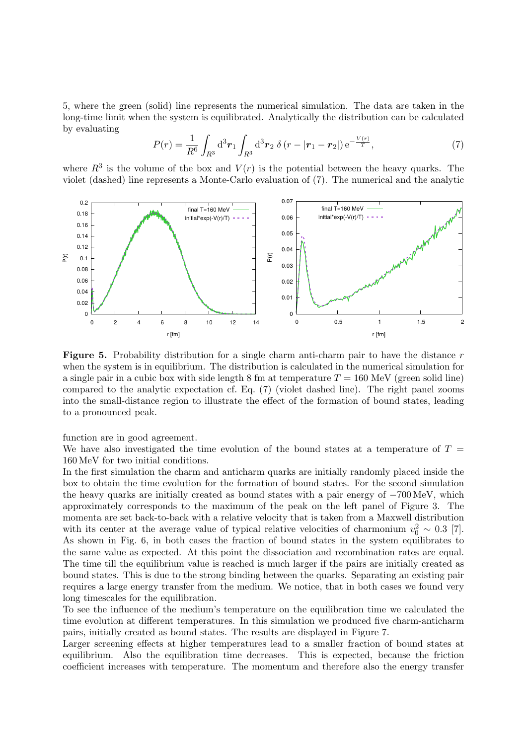5, where the green (solid) line represents the numerical simulation. The data are taken in the long-time limit when the system is equilibrated. Analytically the distribution can be calculated by evaluating

$$P(r) = \frac{1}{R^6} \int_{R^3} \mathrm{d}^3\boldsymbol{r}_1 \int_{R^3} \mathrm{d}^3\boldsymbol{r}_2 \, \delta\left(r - |\boldsymbol{r}_1 - \boldsymbol{r}_2|\right) \mathrm{e}^{-\frac{V(r)}{T}}, \tag{7}$$

where $R^3$ is the volume of the box and $V(r)$ is the potential between the heavy quarks. The violet (dashed) line represents a Monte-Carlo evaluation of (7). The numerical and the analytic function are in good agreement.

**Figure 5.** Probability distribution for a single charm anti-charm pair to have the distance $r$ when the system is in equilibrium. The distribution is calculated in the numerical simulation for a single pair in a cubic box with side length 8 fm at temperature $T = 160$ MeV (green solid line) compared to the analytic expectation cf. Eq. (7) (violet dashed line). The right panel zooms into the small-distance region to illustrate the effect of the formation of bound states, leading to a pronounced peak.

We have also investigated the time evolution of the bound states at a temperature of $T = 160\,\mathrm{MeV}$ for two initial conditions.

In the first simulation the charm and anticharm quarks are initially randomly placed inside the box to obtain the time evolution for the formation of bound states. For the second simulation the heavy quarks are initially created as bound states with a pair energy of $-700\,\mathrm{MeV}$, which approximately corresponds to the maximum of the peak on the left panel of Figure 3. The momenta are set back-to-back with a relative velocity that is taken from a Maxwell distribution with its center at the average value of typical relative velocities of charmonium $v_0^2 \sim 0.3$ [7]. As shown in Fig. 6, in both cases the fraction of bound states in the system equilibrates to the same value as expected. At this point the dissociation and recombination rates are equal. The time till the equilibrium value is reached is much larger if the pairs are initially created as bound states. This is due to the strong binding between the quarks. Separating an existing pair requires a large energy transfer from the medium. We notice, that in both cases we found very long timescales for the equilibration.

To see the influence of the medium's temperature on the equilibration time we calculated the time evolution at different temperatures. In this simulation we produced five charm-anticharm pairs, initially created as bound states. The results are displayed in Figure 7.

Larger screening effects at higher temperatures lead to a smaller fraction of bound states at equilibrium. Also the equilibration time decreases. This is expected, because the friction coefficient increases with temperature. The momentum and therefore also the energy transfer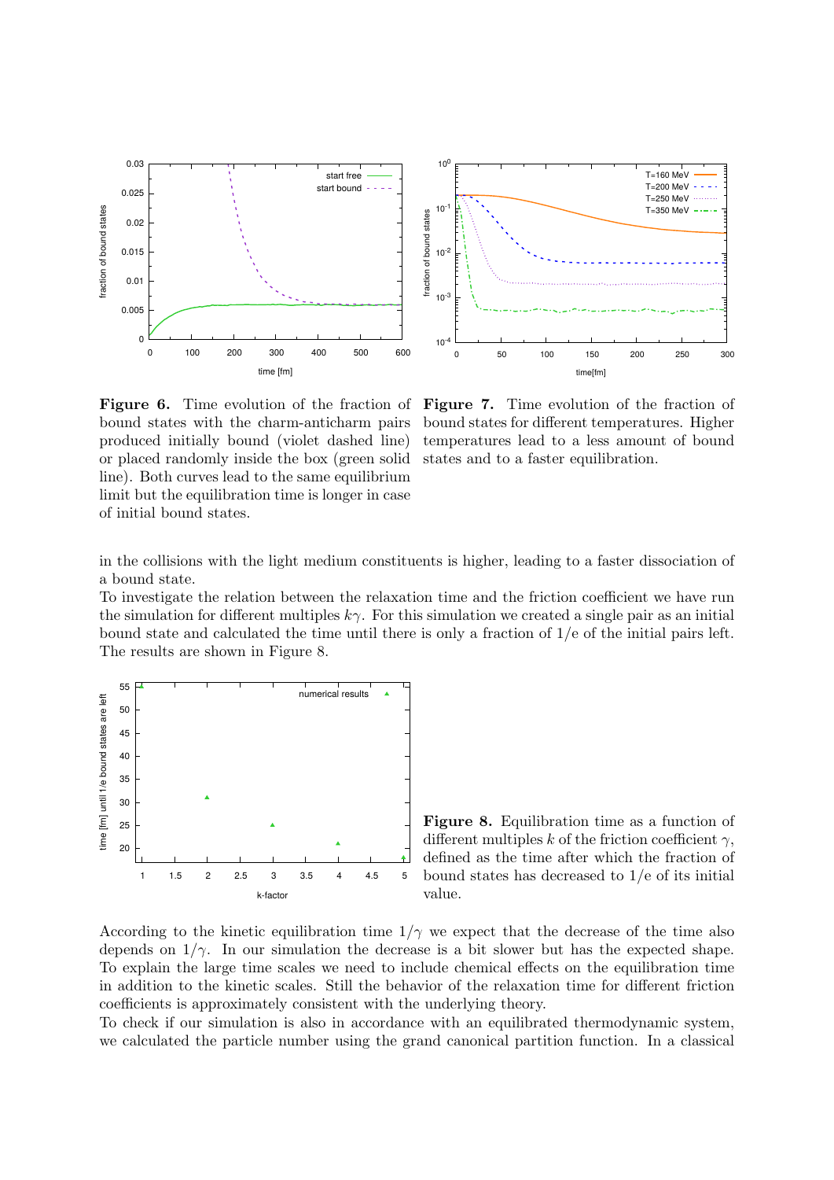**Figure 6.** Time evolution of the fraction of bound states with the charm-anticharm pairs produced initially bound (violet dashed line) or placed randomly inside the box (green solid line). Both curves lead to the same equilibrium limit but the equilibration time is longer in case of initial bound states.

**Figure 7.** Time evolution of the fraction of bound states for different temperatures. Higher temperatures lead to a less amount of bound states and to a faster equilibration.

in the collisions with the light medium constituents is higher, leading to a faster dissociation of a bound state.

To investigate the relation between the relaxation time and the friction coefficient we have run the simulation for different multiples $k\gamma$. For this simulation we created a single pair as an initial bound state and calculated the time until there is only a fraction of 1/e of the initial pairs left. The results are shown in Figure 8.

**Figure 8.** Equilibration time as a function of different multiples $k$ of the friction coefficient $\gamma$, defined as the time after which the fraction of bound states has decreased to 1/e of its initial value.

According to the kinetic equilibration time $1/\gamma$ we expect that the decrease of the time also depends on $1/\gamma$. In our simulation the decrease is a bit slower but has the expected shape. To explain the large time scales we need to include chemical effects on the equilibration time in addition to the kinetic scales. Still the behavior of the relaxation time for different friction coefficients is approximately consistent with the underlying theory.

To check if our simulation is also in accordance with an equilibrated thermodynamic system, we calculated the particle number using the grand canonical partition function. In a classical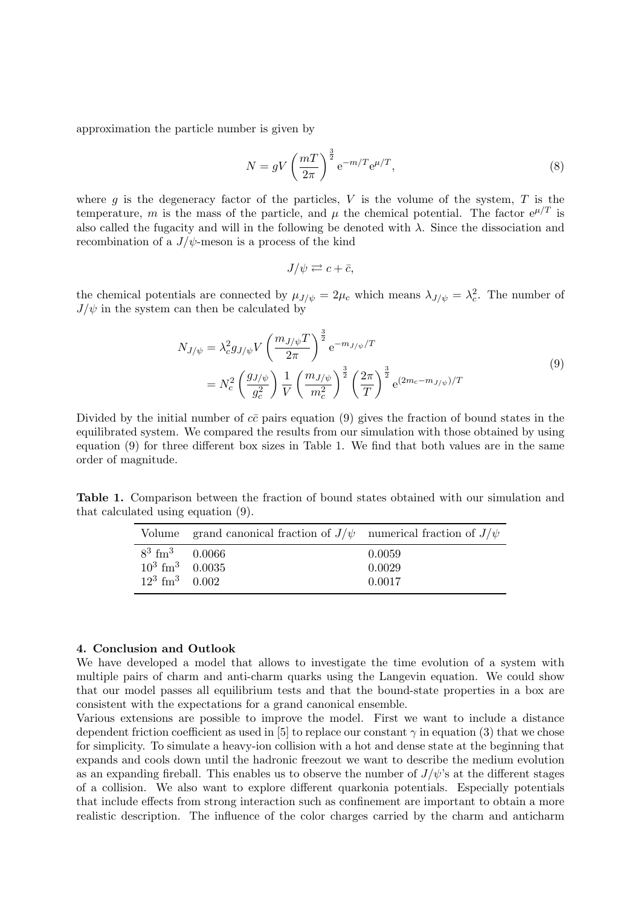approximation the particle number is given by

$$N = gV \left( \frac{mT}{2\pi} \right)^{\frac{3}{2}} \mathrm{e}^{-m/T} \mathrm{e}^{\mu/T}, \tag{8}$$

where $g$ is the degeneracy factor of the particles, $V$ is the volume of the system, $T$ is the temperature, $m$ is the mass of the particle, and $\mu$ the chemical potential. The factor $\mathrm{e}^{\mu/T}$ is also called the fugacity and will in the following be denoted with $\lambda$. Since the dissociation and recombination of a $J/\psi$-meson is a process of the kind

$$J/\psi \rightleftarrows c + \bar{c},$$

the chemical potentials are connected by $\mu_{J/\psi} = 2\mu_c$ which means $\lambda_{J/\psi} = \lambda_c^2$. The number of $J/\psi$ in the system can then be calculated by

$$\begin{aligned} N_{J/\psi} &= \lambda_c^2 g_{J/\psi} V \left( \frac{m_{J/\psi} T}{2\pi} \right)^{\frac{3}{2}} \mathrm{e}^{-m_{J/\psi}/T} \\ &= N_c^2 \left( \frac{g_{J/\psi}}{g_c^2} \right) \frac{1}{V} \left( \frac{m_{J/\psi}}{m_c^2} \right)^{\frac{3}{2}} \left( \frac{2\pi}{T} \right)^{\frac{3}{2}} \mathrm{e}^{(2m_c - m_{J/\psi})/T} \end{aligned} \tag{9}$$

Divided by the initial number of $c\bar{c}$ pairs equation (9) gives the fraction of bound states in the equilibrated system. We compared the results from our simulation with those obtained by using equation (9) for three different box sizes in Table 1. We find that both values are in the same order of magnitude.

**Table 1.** Comparison between the fraction of bound states obtained with our simulation and that calculated using equation (9).

| Volume | grand canonical fraction of $J/\psi$ | numerical fraction of $J/\psi$ |
|---|---|---|
| $8^3$ fm$^3$ | 0.0066 | 0.0059 |
| $10^3$ fm$^3$ | 0.0035 | 0.0029 |
| $12^3$ fm$^3$ | 0.002 | 0.0017 |

## 4. Conclusion and Outlook

We have developed a model that allows to investigate the time evolution of a system with multiple pairs of charm and anti-charm quarks using the Langevin equation. We could show that our model passes all equilibrium tests and that the bound-state properties in a box are consistent with the expectations for a grand canonical ensemble.

Various extensions are possible to improve the model. First we want to include a distance dependent friction coefficient as used in [5] to replace our constant $\gamma$ in equation (3) that we chose for simplicity. To simulate a heavy-ion collision with a hot and dense state at the beginning that expands and cools down until the hadronic freezout we want to describe the medium evolution as an expanding fireball. This enables us to observe the number of $J/\psi$'s at the different stages of a collision. We also want to explore different quarkonia potentials. Especially potentials that include effects from strong interaction such as confinement are important to obtain a more realistic description. The influence of the color charges carried by the charm and anticharm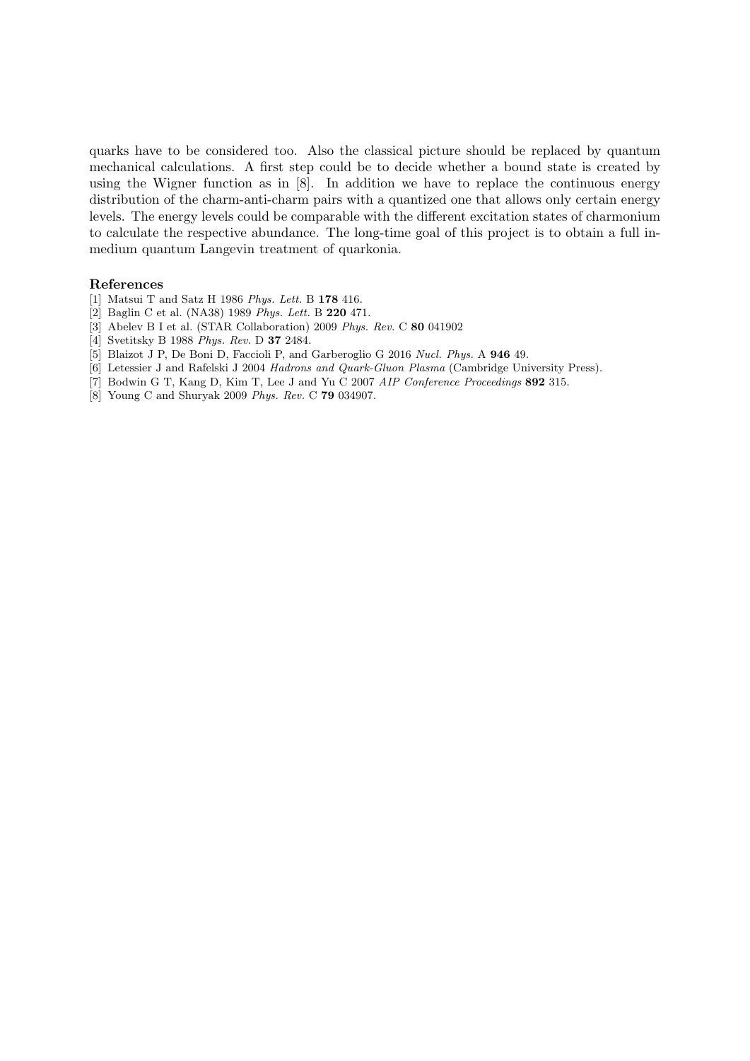quarks have to be considered too. Also the classical picture should be replaced by quantum mechanical calculations. A first step could be to decide whether a bound state is created by using the Wigner function as in [8]. In addition we have to replace the continuous energy distribution of the charm-anti-charm pairs with a quantized one that allows only certain energy levels. The energy levels could be comparable with the different excitation states of charmonium to calculate the respective abundance. The long-time goal of this project is to obtain a full in-medium quantum Langevin treatment of quarkonia.

## References

[1] Matsui T and Satz H 1986 *Phys. Lett.* B **178** 416.

[2] Baglin C et al. (NA38) 1989 *Phys. Lett.* B **220** 471.

[3] Abelev B I et al. (STAR Collaboration) 2009 *Phys. Rev.* C **80** 041902

[4] Svetitsky B 1988 *Phys. Rev.* D **37** 2484.

[5] Blaizot J P, De Boni D, Faccioli P, and Garberoglio G 2016 *Nucl. Phys.* A **946** 49.

[6] Letessier J and Rafelski J 2004 *Hadrons and Quark-Gluon Plasma* (Cambridge University Press).

[7] Bodwin G T, Kang D, Kim T, Lee J and Yu C 2007 *AIP Conference Proceedings* **892** 315.

[8] Young C and Shuryak 2009 *Phys. Rev.* C **79** 034907.